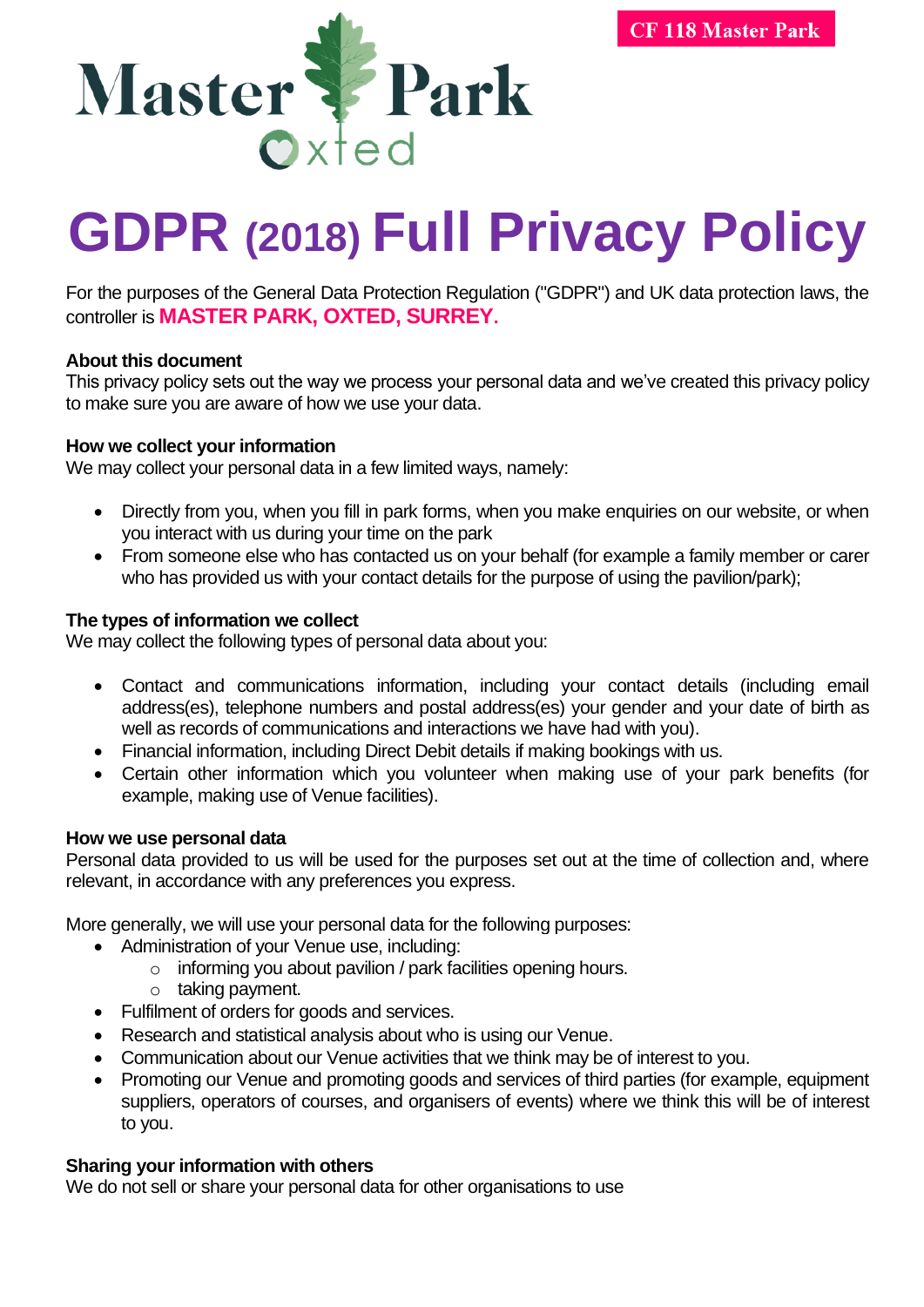CF 118 Master Park

Master Park
Oxted

# GDPR (2018) Full Privacy Policy

For the purposes of the General Data Protection Regulation ("GDPR") and UK data protection laws, the controller is **MASTER PARK, OXTED, SURREY.**

**About this document**
This privacy policy sets out the way we process your personal data and we've created this privacy policy to make sure you are aware of how we use your data.

**How we collect your information**
We may collect your personal data in a few limited ways, namely:

- Directly from you, when you fill in park forms, when you make enquiries on our website, or when you interact with us during your time on the park
- From someone else who has contacted us on your behalf (for example a family member or carer who has provided us with your contact details for the purpose of using the pavilion/park);

**The types of information we collect**
We may collect the following types of personal data about you:

- Contact and communications information, including your contact details (including email address(es), telephone numbers and postal address(es) your gender and your date of birth as well as records of communications and interactions we have had with you).
- Financial information, including Direct Debit details if making bookings with us.
- Certain other information which you volunteer when making use of your park benefits (for example, making use of Venue facilities).

**How we use personal data**
Personal data provided to us will be used for the purposes set out at the time of collection and, where relevant, in accordance with any preferences you express.

More generally, we will use your personal data for the following purposes:

- Administration of your Venue use, including:
  - informing you about pavilion / park facilities opening hours.
  - taking payment.
- Fulfilment of orders for goods and services.
- Research and statistical analysis about who is using our Venue.
- Communication about our Venue activities that we think may be of interest to you.
- Promoting our Venue and promoting goods and services of third parties (for example, equipment suppliers, operators of courses, and organisers of events) where we think this will be of interest to you.

**Sharing your information with others**
We do not sell or share your personal data for other organisations to use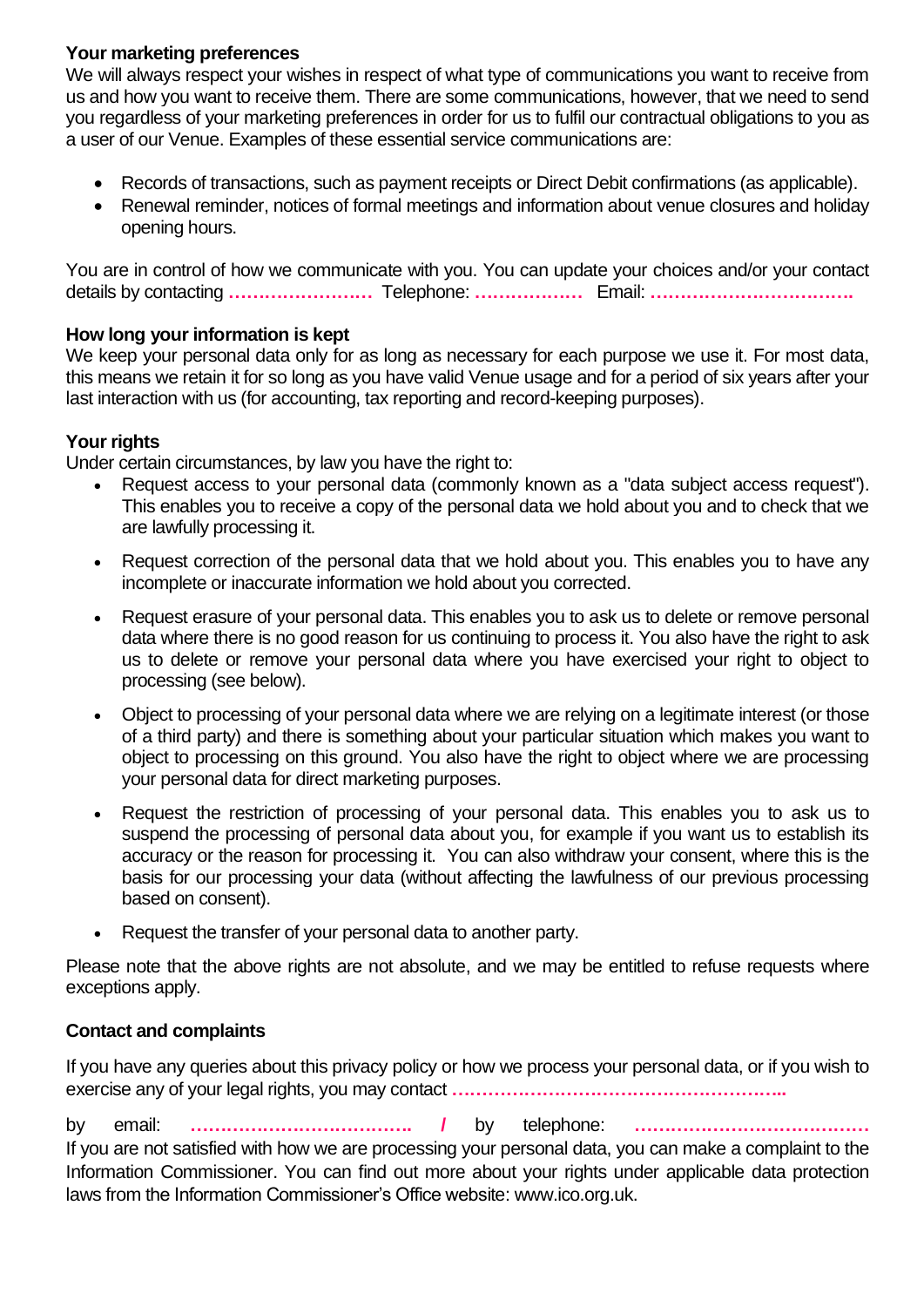**Your marketing preferences**

We will always respect your wishes in respect of what type of communications you want to receive from us and how you want to receive them. There are some communications, however, that we need to send you regardless of your marketing preferences in order for us to fulfil our contractual obligations to you as a user of our Venue. Examples of these essential service communications are:

- Records of transactions, such as payment receipts or Direct Debit confirmations (as applicable).
- Renewal reminder, notices of formal meetings and information about venue closures and holiday opening hours.

You are in control of how we communicate with you. You can update your choices and/or your contact details by contacting …………………… Telephone: ……………… Email: …………………………….

**How long your information is kept**

We keep your personal data only for as long as necessary for each purpose we use it. For most data, this means we retain it for so long as you have valid Venue usage and for a period of six years after your last interaction with us (for accounting, tax reporting and record-keeping purposes).

**Your rights**

Under certain circumstances, by law you have the right to:

- Request access to your personal data (commonly known as a "data subject access request"). This enables you to receive a copy of the personal data we hold about you and to check that we are lawfully processing it.
- Request correction of the personal data that we hold about you. This enables you to have any incomplete or inaccurate information we hold about you corrected.
- Request erasure of your personal data. This enables you to ask us to delete or remove personal data where there is no good reason for us continuing to process it. You also have the right to ask us to delete or remove your personal data where you have exercised your right to object to processing (see below).
- Object to processing of your personal data where we are relying on a legitimate interest (or those of a third party) and there is something about your particular situation which makes you want to object to processing on this ground. You also have the right to object where we are processing your personal data for direct marketing purposes.
- Request the restriction of processing of your personal data. This enables you to ask us to suspend the processing of personal data about you, for example if you want us to establish its accuracy or the reason for processing it. You can also withdraw your consent, where this is the basis for our processing your data (without affecting the lawfulness of our previous processing based on consent).
- Request the transfer of your personal data to another party.

Please note that the above rights are not absolute, and we may be entitled to refuse requests where exceptions apply.

**Contact and complaints**

If you have any queries about this privacy policy or how we process your personal data, or if you wish to exercise any of your legal rights, you may contact ………………………………………………..

by email: ………………………………. / by telephone: …………………………………

If you are not satisfied with how we are processing your personal data, you can make a complaint to the Information Commissioner. You can find out more about your rights under applicable data protection laws from the Information Commissioner's Office website: www.ico.org.uk.